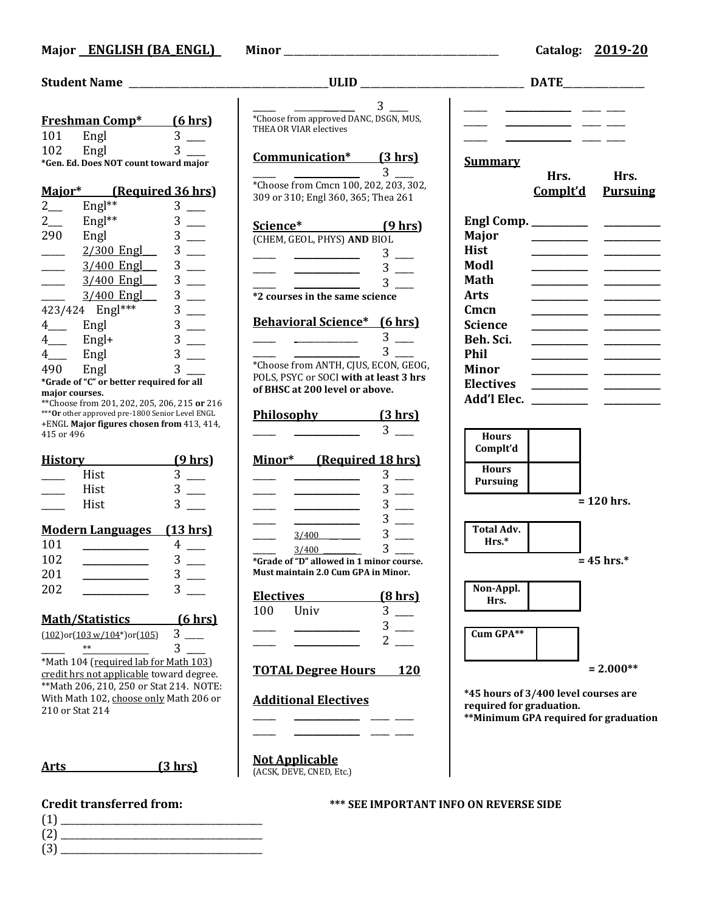**Major ENGLISH (BA_ENGL)** **Minor** ________________ **Catalog: 2019-20**

**Student Name** ________________ **ULID** ________________ **DATE** ________________

## Freshman Comp* (6 hrs)

| | | |
|---|---|---|
| 101 | Engl | 3 ___ |
| 102 | Engl | 3 ___ |

*Gen. Ed. Does NOT count toward major

## Major* (Required 36 hrs)

| | | |
|---|---|---|
| 2___ | Engl** | 3 ___ |
| 2___ | Engl** | 3 ___ |
| 290 | Engl | 3 ___ |
| ____ | 2/300 Engl___ | 3 ___ |
| ____ | 3/400 Engl___ | 3 ___ |
| ____ | 3/400 Engl___ | 3 ___ |
| ____ | 3/400 Engl___ | 3 ___ |
| 423/424 | Engl*** | 3 ___ |
| 4___ | Engl | 3 ___ |
| 4___ | Engl+ | 3 ___ |
| 4___ | Engl | 3 ___ |
| 490 | Engl | 3 ___ |

*Grade of "C" or better required for all major courses.
**Choose from 201, 202, 205, 206, 215 **or** 216
***Or other approved pre-1800 Senior Level ENGL
+ENGL **Major figures chosen from** 413, 414, 415 or 496

## History (9 hrs)

| | | |
|---|---|---|
| ____ | Hist | 3 ___ |
| ____ | Hist | 3 ___ |
| ____ | Hist | 3 ___ |

## Modern Languages (13 hrs)

| | | |
|---|---|---|
| 101 | ________ | 4 ___ |
| 102 | ________ | 3 ___ |
| 201 | ________ | 3 ___ |
| 202 | ________ | 3 ___ |

## Math/Statistics (6 hrs)

| | |
|---|---|
| (102)or(103 w/104*)or(105) | 3 ___ |
| ____ ** | 3 ___ |

*Math 104 (required lab for Math 103) credit hrs not applicable toward degree.
**Math 206, 210, 250 or Stat 214. NOTE: With Math 102, choose only Math 206 or 210 or Stat 214

## Arts (3 hrs)

| | | |
|---|---|---|
| ____ | ________ | 3 ___ |

*Choose from approved DANC, DSGN, MUS, THEA OR VIAR electives

## Communication* (3 hrs)

| | | |
|---|---|---|
| ____ | ________ | 3 ___ |

*Choose from Cmcn 100, 202, 203, 302, 309 or 310; Engl 360, 365; Thea 261

## Science* (9 hrs)

(CHEM, GEOL, PHYS) **AND** BIOL

| | | |
|---|---|---|
| ____ | ________ | 3 ___ |
| ____ | ________ | 3 ___ |
| ____ | ________ | 3 ___ |

**\*2 courses in the same science**

## Behavioral Science* (6 hrs)

| | | |
|---|---|---|
| ____ | ________ | 3 ___ |
| ____ | ________ | 3 ___ |

*Choose from ANTH, CJUS, ECON, GEOG, POLS, PSYC or SOCI **with at least 3 hrs of BHSC at 200 level or above.**

## Philosophy (3 hrs)

| | | |
|---|---|---|
| ____ | ________ | 3 ___ |

## Minor* (Required 18 hrs)

| | | |
|---|---|---|
| ____ | ________ | 3 ___ |
| ____ | ________ | 3 ___ |
| ____ | ________ | 3 ___ |
| ____ | ________ | 3 ___ |
| ____ | 3/400 ____ | 3 ___ |
| ____ | 3/400 ____ | 3 ___ |

**\*Grade of "D" allowed in 1 minor course. Must maintain 2.0 Cum GPA in Minor.**

## Electives (8 hrs)

| | | |
|---|---|---|
| 100 | Univ | 3 ___ |
| ____ | ________ | 3 ___ |
| ____ | ________ | 2 ___ |

## TOTAL Degree Hours 120

## Additional Electives

| | | | |
|---|---|---|---|
| ____ | ________ | ___ | ___ |
| ____ | ________ | ___ | ___ |

## Not Applicable

(ACSK, DEVE, CNED, Etc.)

| | | | |
|---|---|---|---|
| ____ | ________ | ___ | ___ |
| ____ | ________ | ___ | ___ |
| ____ | ________ | ___ | ___ |

## Summary

| | Hrs. Complt'd | Hrs. Pursuing |
|---|---|---|
| **Engl Comp.** | | |
| **Major** | | |
| **Hist** | | |
| **Modl** | | |
| **Math** | | |
| **Arts** | | |
| **Cmcn** | | |
| **Science** | | |
| **Beh. Sci.** | | |
| **Phil** | | |
| **Minor** | | |
| **Electives** | | |
| **Add'l Elec.** | | |

| | |
|---|---|
| **Hours Complt'd** | |
| **Hours Pursuing** | |

**= 120 hrs.**

| | |
|---|---|
| **Total Adv. Hrs.*** | |

**= 45 hrs.***

| | |
|---|---|
| **Non-Appl. Hrs.** | |

| | |
|---|---|
| **Cum GPA**** | |

**= 2.000****

**\*45 hours of 3/400 level courses are required for graduation.**
**\*\*Minimum GPA required for graduation**

**Credit transferred from:**

(1) ________________
(2) ________________
(3) ________________

**\*\*\* SEE IMPORTANT INFO ON REVERSE SIDE**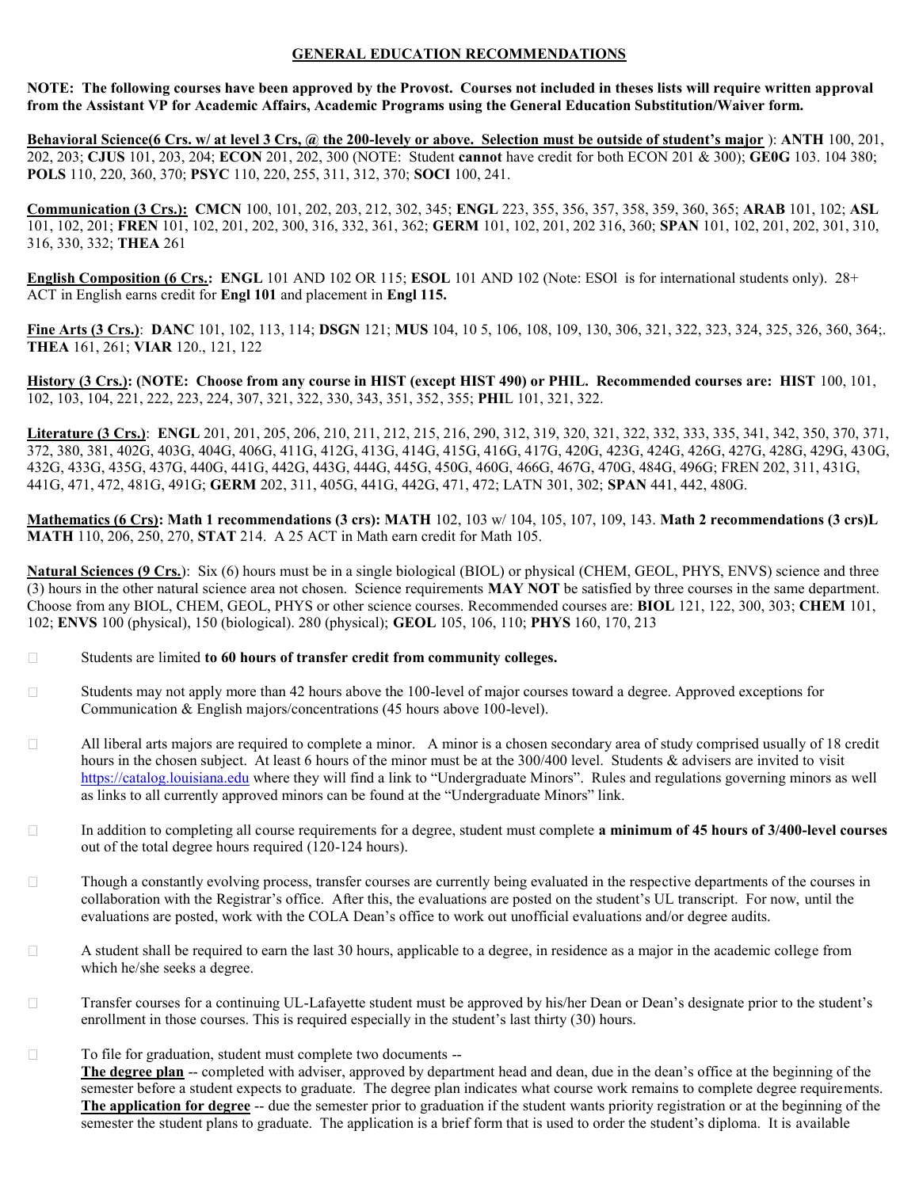## GENERAL EDUCATION RECOMMENDATIONS

**NOTE: The following courses have been approved by the Provost. Courses not included in theses lists will require written approval from the Assistant VP for Academic Affairs, Academic Programs using the General Education Substitution/Waiver form.**

**Behavioral Science(6 Crs. w/ at level 3 Crs, @ the 200-levely or above. Selection must be outside of student's major** ): **ANTH** 100, 201, 202, 203; **CJUS** 101, 203, 204; **ECON** 201, 202, 300 (NOTE: Student **cannot** have credit for both ECON 201 & 300); **GE0G** 103. 104 380; **POLS** 110, 220, 360, 370; **PSYC** 110, 220, 255, 311, 312, 370; **SOCI** 100, 241.

**Communication (3 Crs.):** **CMCN** 100, 101, 202, 203, 212, 302, 345; **ENGL** 223, 355, 356, 357, 358, 359, 360, 365; **ARAB** 101, 102; **ASL** 101, 102, 201; **FREN** 101, 102, 201, 202, 300, 316, 332, 361, 362; **GERM** 101, 102, 201, 202 316, 360; **SPAN** 101, 102, 201, 202, 301, 310, 316, 330, 332; **THEA** 261

**English Composition (6 Crs.:** **ENGL** 101 AND 102 OR 115; **ESOL** 101 AND 102 (Note: ESOl is for international students only). 28+ ACT in English earns credit for **Engl 101** and placement in **Engl 115.**

**Fine Arts (3 Crs.)**: **DANC** 101, 102, 113, 114; **DSGN** 121; **MUS** 104, 10 5, 106, 108, 109, 130, 306, 321, 322, 323, 324, 325, 326, 360, 364;. **THEA** 161, 261; **VIAR** 120., 121, 122

**History (3 Crs.): (NOTE: Choose from any course in HIST (except HIST 490) or PHIL. Recommended courses are: HIST** 100, 101, 102, 103, 104, 221, 222, 223, 224, 307, 321, 322, 330, 343, 351, 352, 355; **PHI**L 101, 321, 322.

**Literature (3 Crs.)**: **ENGL** 201, 201, 205, 206, 210, 211, 212, 215, 216, 290, 312, 319, 320, 321, 322, 332, 333, 335, 341, 342, 350, 370, 371, 372, 380, 381, 402G, 403G, 404G, 406G, 411G, 412G, 413G, 414G, 415G, 416G, 417G, 420G, 423G, 424G, 426G, 427G, 428G, 429G, 430G, 432G, 433G, 435G, 437G, 440G, 441G, 442G, 443G, 444G, 445G, 450G, 460G, 466G, 467G, 470G, 484G, 496G; FREN 202, 311, 431G, 441G, 471, 472, 481G, 491G; **GERM** 202, 311, 405G, 441G, 442G, 471, 472; LATN 301, 302; **SPAN** 441, 442, 480G.

**Mathematics (6 Crs): Math 1 recommendations (3 crs): MATH** 102, 103 w/ 104, 105, 107, 109, 143. **Math 2 recommendations (3 crs)L MATH** 110, 206, 250, 270, **STAT** 214. A 25 ACT in Math earn credit for Math 105.

**Natural Sciences (9 Crs.**): Six (6) hours must be in a single biological (BIOL) or physical (CHEM, GEOL, PHYS, ENVS) science and three (3) hours in the other natural science area not chosen. Science requirements **MAY NOT** be satisfied by three courses in the same department. Choose from any BIOL, CHEM, GEOL, PHYS or other science courses. Recommended courses are: **BIOL** 121, 122, 300, 303; **CHEM** 101, 102; **ENVS** 100 (physical), 150 (biological). 280 (physical); **GEOL** 105, 106, 110; **PHYS** 160, 170, 213

- Students are limited **to 60 hours of transfer credit from community colleges.**
- Students may not apply more than 42 hours above the 100-level of major courses toward a degree. Approved exceptions for Communication & English majors/concentrations (45 hours above 100-level).
- All liberal arts majors are required to complete a minor. A minor is a chosen secondary area of study comprised usually of 18 credit hours in the chosen subject. At least 6 hours of the minor must be at the 300/400 level. Students & advisers are invited to visit https://catalog.louisiana.edu where they will find a link to "Undergraduate Minors". Rules and regulations governing minors as well as links to all currently approved minors can be found at the "Undergraduate Minors" link.
- In addition to completing all course requirements for a degree, student must complete **a minimum of 45 hours of 3/400-level courses** out of the total degree hours required (120-124 hours).
- Though a constantly evolving process, transfer courses are currently being evaluated in the respective departments of the courses in collaboration with the Registrar's office. After this, the evaluations are posted on the student's UL transcript. For now, until the evaluations are posted, work with the COLA Dean's office to work out unofficial evaluations and/or degree audits.
- A student shall be required to earn the last 30 hours, applicable to a degree, in residence as a major in the academic college from which he/she seeks a degree.
- Transfer courses for a continuing UL-Lafayette student must be approved by his/her Dean or Dean's designate prior to the student's enrollment in those courses. This is required especially in the student's last thirty (30) hours.
- To file for graduation, student must complete two documents --
  **The degree plan** -- completed with adviser, approved by department head and dean, due in the dean's office at the beginning of the semester before a student expects to graduate. The degree plan indicates what course work remains to complete degree requirements.
  **The application for degree** -- due the semester prior to graduation if the student wants priority registration or at the beginning of the semester the student plans to graduate. The application is a brief form that is used to order the student's diploma. It is available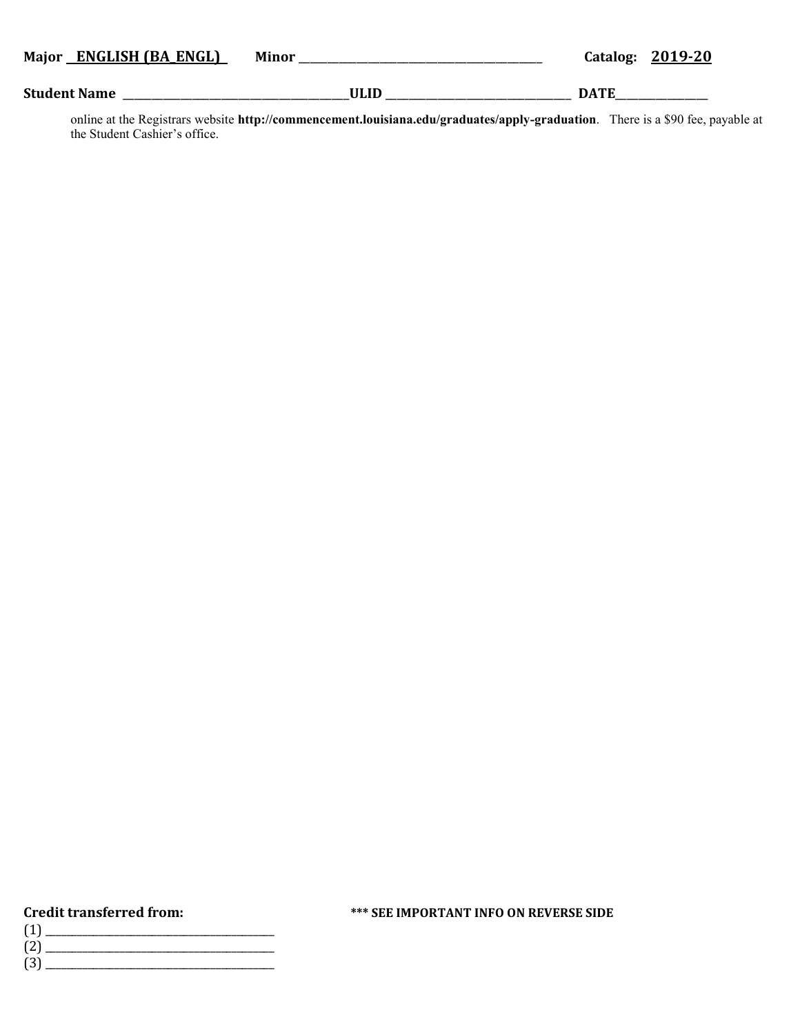**Major ENGLISH (BA_ENGL)** **Minor ______________________________** **Catalog: 2019-20**

**Student Name ______________________________ULID ______________________________ DATE______________**

online at the Registrars website **http://commencement.louisiana.edu/graduates/apply-graduation**. There is a $90 fee, payable at the Student Cashier's office.

**Credit transferred from:**

(1) ______________________________

(2) ______________________________

(3) ______________________________

**\*\*\* SEE IMPORTANT INFO ON REVERSE SIDE**